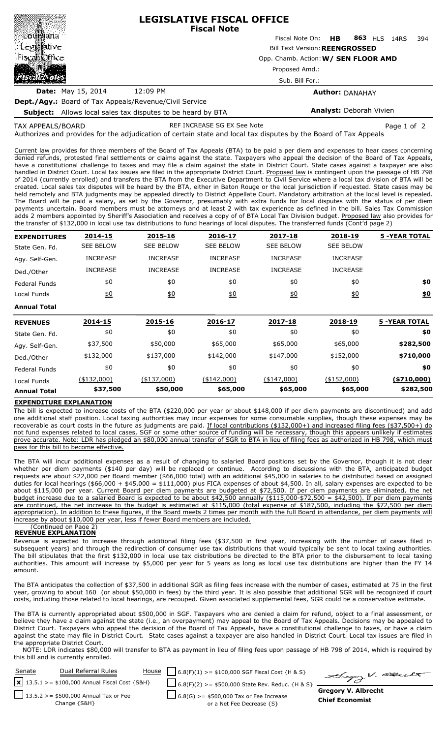# LEGISLATIVE FISCAL OFFICE
## Fiscal Note

Fiscal Note On: **HB 863** HLS 14RS 394

Bill Text Version: **REENGROSSED**

Opp. Chamb. Action: **W/ SEN FLOOR AMD**

Proposed Amd.:

Sub. Bill For.:

**Date:** May 15, 2014 12:09 PM

**Author:** DANAHAY

**Dept./Agy.:** Board of Tax Appeals/Revenue/Civil Service

**Subject:** Allows local sales tax disputes to be heard by BTA

**Analyst:** Deborah Vivien

TAX APPEALS/BOARD REF INCREASE SG EX See Note

Authorizes and provides for the adjudication of certain state and local tax disputes by the Board of Tax Appeals

Current law provides for three members of the Board of Tax Appeals (BTA) to be paid a per diem and expenses to hear cases concerning denied refunds, protested final settlements or claims against the state. Taxpayers who appeal the decision of the Board of Tax Appeals, have a constitutional challenge to taxes and may file a claim against the state in District Court. State cases against a taxpayer are also handled in District Court. Local tax issues are filed in the appropriate District Court. Proposed law is contingent upon the passage of HB 798 of 2014 (currently enrolled) and transfers the BTA from the Executive Department to Civil Service where a local tax division of BTA will be created. Local sales tax disputes will be heard by the BTA, either in Baton Rouge or the local jurisdiction if requested. State cases may be held remotely and BTA judgments may be appealed directly to District Appellate Court. Mandatory arbitration at the local level is repealed. The Board will be paid a salary, as set by the Governor, presumably with extra funds for local disputes with the status of per diem payments uncertain. Board members must be attorneys and at least 2 with tax experience as defined in the bill. Sales Tax Commission adds 2 members appointed by Sheriff's Association and receives a copy of of BTA Local Tax Division budget. Proposed law also provides for the transfer of $132,000 in local use tax distributions to fund hearings of local disputes. The transferred funds (Cont'd page 2)

| EXPENDITURES | 2014-15 | 2015-16 | 2016-17 | 2017-18 | 2018-19 | 5 -YEAR TOTAL |
|---|---|---|---|---|---|---|
| State Gen. Fd. | SEE BELOW | SEE BELOW | SEE BELOW | SEE BELOW | SEE BELOW | |
| Agy. Self-Gen. | INCREASE | INCREASE | INCREASE | INCREASE | INCREASE | |
| Ded./Other | INCREASE | INCREASE | INCREASE | INCREASE | INCREASE | |
| Federal Funds | $0 | $0 | $0 | $0 | $0 | **$0** |
| Local Funds | $0 | $0 | $0 | $0 | $0 | **$0** |
| **Annual Total** | | | | | | |

| REVENUES | 2014-15 | 2015-16 | 2016-17 | 2017-18 | 2018-19 | 5 -YEAR TOTAL |
|---|---|---|---|---|---|---|
| State Gen. Fd. | $0 | $0 | $0 | $0 | $0 | **$0** |
| Agy. Self-Gen. | $37,500 | $50,000 | $65,000 | $65,000 | $65,000 | **$282,500** |
| Ded./Other | $132,000 | $137,000 | $142,000 | $147,000 | $152,000 | **$710,000** |
| Federal Funds | $0 | $0 | $0 | $0 | $0 | **$0** |
| Local Funds | ($132,000) | ($137,000) | ($142,000) | ($147,000) | ($152,000) | **($710,000)** |
| **Annual Total** | **$37,500** | **$50,000** | **$65,000** | **$65,000** | **$65,000** | **$282,500** |

### EXPENDITURE EXPLANATION

The bill is expected to increase costs of the BTA ($220,000 per year or about $148,000 if per diem payments are discontinued) and add one additional staff position. Local taxing authorities may incur expenses for some consumable supplies, though these expenses may be recoverable as court costs in the future as judgments are paid. If local contributions ($132,000+) and increased filing fees ($37,500+) do not fund expenses related to local cases, SGF or some other source of funding will be necessary, though this appears unlikely if estimates prove accurate. Note: LDR has pledged an $80,000 annual transfer of SGR to BTA in lieu of filing fees as authorized in HB 798, which must pass for this bill to become effective.

The BTA will incur additional expenses as a result of changing to salaried Board positions set by the Governor, though it is not clear whether per diem payments ($140 per day) will be replaced or continue. According to discussions with the BTA, anticipated budget requests are about $22,000 per Board member ($66,000 total) with an additional $45,000 in salaries to be distributed based on assigned duties for local hearings ($66,000 + $45,000 = $111,000) plus FICA expenses of about $4,500. In all, salary expenses are expected to be about $115,000 per year. Current Board per diem payments are budgeted at $72,500. If per diem payments are eliminated, the net budget increase due to a salaried Board is expected to be about $42,500 annually ($115,000-$72,500 = $42,500). If per diem payments are continued, the net increase to the budget is estimated at $115,000 (total expense of $187,500, including the $72,500 per diem appropriation). In addition to these figures, if the Board meets 2 times per month with the full Board in attendance, per diem payments will increase by about $10,000 per year, less if fewer Board members are included.

(Continued on Page 2)

### REVENUE EXPLANATION

Revenue is expected to increase through additional filing fees ($37,500 in first year, increasing with the number of cases filed in subsequent years) and through the redirection of consumer use tax distributions that would typically be sent to local taxing authorities. The bill stipulates that the first $132,000 in local use tax distributions be directed to the BTA prior to the disbursement to local taxing authorities. This amount will increase by $5,000 per year for 5 years as long as local use tax distributions are higher than the FY 14 amount.

The BTA anticipates the collection of $37,500 in additional SGR as filing fees increase with the number of cases, estimated at 75 in the first year, growing to about 160 (or about $50,000 in fees) by the third year. It is also possible that additional SGR will be recognized if court costs, including those related to local hearings, are recouped. Given associated supplemental fees, SGR could be a conservative estimate.

The BTA is currently appropriated about $500,000 in SGF. Taxpayers who are denied a claim for refund, object to a final assessment, or believe they have a claim against the state (i.e., an overpayment) may appeal to the Board of Tax Appeals. Decisions may be appealed to District Court. Taxpayers who appeal the decision of the Board of Tax Appeals, have a constitutional challenge to taxes, or have a claim against the state may file in District Court. State cases against a taxpayer are also handled in District Court. Local tax issues are filed in the appropriate District Court.

NOTE: LDR indicates $80,000 will transfer to BTA as payment in lieu of filing fees upon passage of HB 798 of 2014, which is required by this bill and is currently enrolled.

| Senate | Dual Referral Rules | House | |
|---|---|---|---|
| [x] 13.5.1 >= $100,000 Annual Fiscal Cost {S&H} | | [ ] 6.8(F)(1) >= $100,000 SGF Fiscal Cost {H & S} | |
| [ ] 13.5.2 >= $500,000 Annual Tax or Fee Change {S&H} | | [ ] 6.8(F)(2) >= $500,000 State Rev. Reduc. {H & S} | |
| | | [ ] 6.8(G) >= $500,000 Tax or Fee Increase or a Net Fee Decrease {S} | |

**Gregory V. Albrecht**
**Chief Economist**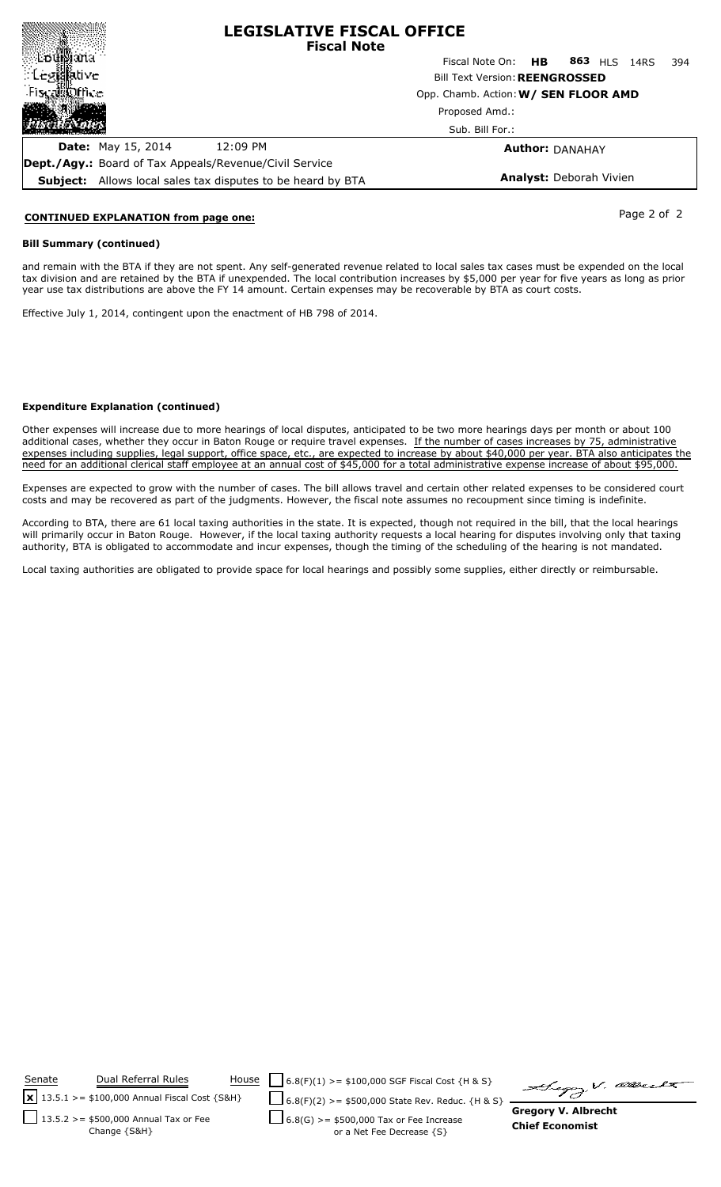# LEGISLATIVE FISCAL OFFICE
## Fiscal Note

Fiscal Note On: **HB 863** HLS 14RS 394

Bill Text Version: **REENGROSSED**

Opp. Chamb. Action: **W/ SEN FLOOR AMD**

Proposed Amd.:

Sub. Bill For.:

**Date:** May 15, 2014 12:09 PM

**Author:** DANAHAY

**Dept./Agy.:** Board of Tax Appeals/Revenue/Civil Service

**Subject:** Allows local sales tax disputes to be heard by BTA

**Analyst:** Deborah Vivien

### CONTINUED EXPLANATION from page one:

#### Bill Summary (continued)

and remain with the BTA if they are not spent. Any self-generated revenue related to local sales tax cases must be expended on the local tax division and are retained by the BTA if unexpended. The local contribution increases by $5,000 per year for five years as long as prior year use tax distributions are above the FY 14 amount. Certain expenses may be recoverable by BTA as court costs.

Effective July 1, 2014, contingent upon the enactment of HB 798 of 2014.

#### Expenditure Explanation (continued)

Other expenses will increase due to more hearings of local disputes, anticipated to be two more hearings days per month or about 100 additional cases, whether they occur in Baton Rouge or require travel expenses. If the number of cases increases by 75, administrative expenses including supplies, legal support, office space, etc., are expected to increase by about $40,000 per year. BTA also anticipates the need for an additional clerical staff employee at an annual cost of $45,000 for a total administrative expense increase of about $95,000.

Expenses are expected to grow with the number of cases. The bill allows travel and certain other related expenses to be considered court costs and may be recovered as part of the judgments. However, the fiscal note assumes no recoupment since timing is indefinite.

According to BTA, there are 61 local taxing authorities in the state. It is expected, though not required in the bill, that the local hearings will primarily occur in Baton Rouge. However, if the local taxing authority requests a local hearing for disputes involving only that taxing authority, BTA is obligated to accommodate and incur expenses, though the timing of the scheduling of the hearing is not mandated.

Local taxing authorities are obligated to provide space for local hearings and possibly some supplies, either directly or reimbursable.

| Senate | Dual Referral Rules | House |
|---|---|---|
| [x] 13.5.1 >= $100,000 Annual Fiscal Cost {S&H} | | [ ] 6.8(F)(1) >= $100,000 SGF Fiscal Cost {H & S} |
| [ ] 13.5.2 >= $500,000 Annual Tax or Fee Change {S&H} | | [ ] 6.8(F)(2) >= $500,000 State Rev. Reduc. {H & S} |
| | | [ ] 6.8(G) >= $500,000 Tax or Fee Increase or a Net Fee Decrease {S} |

**Gregory V. Albrecht**
**Chief Economist**